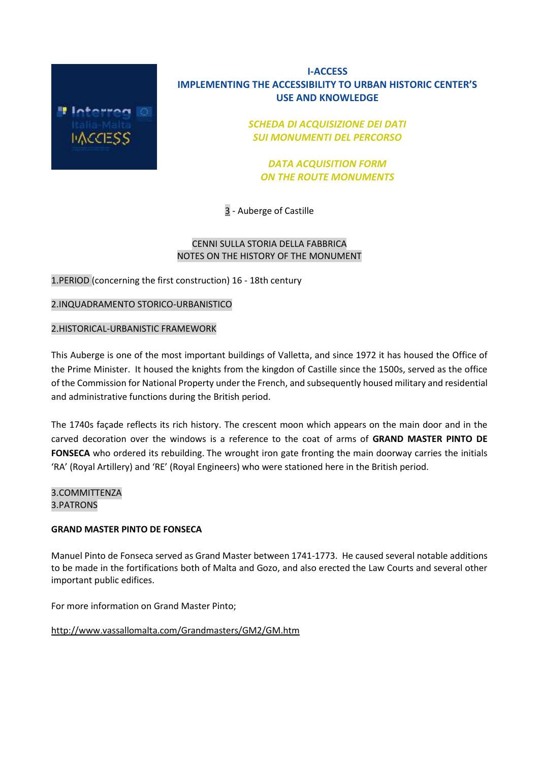**I-ACCESS**
**IMPLEMENTING THE ACCESSIBILITY TO URBAN HISTORIC CENTER'S USE AND KNOWLEDGE**

***SCHEDA DI ACQUISIZIONE DEI DATI SUI MONUMENTI DEL PERCORSO***

***DATA ACQUISITION FORM ON THE ROUTE MONUMENTS***

3 - Auberge of Castille

CENNI SULLA STORIA DELLA FABBRICA
NOTES ON THE HISTORY OF THE MONUMENT

1.PERIOD (concerning the first construction) 16 - 18th century

2.INQUADRAMENTO STORICO-URBANISTICO

2.HISTORICAL-URBANISTIC FRAMEWORK

This Auberge is one of the most important buildings of Valletta, and since 1972 it has housed the Office of the Prime Minister. It housed the knights from the kingdon of Castille since the 1500s, served as the office of the Commission for National Property under the French, and subsequently housed military and residential and administrative functions during the British period.

The 1740s façade reflects its rich history. The crescent moon which appears on the main door and in the carved decoration over the windows is a reference to the coat of arms of **GRAND MASTER PINTO DE FONSECA** who ordered its rebuilding. The wrought iron gate fronting the main doorway carries the initials 'RA' (Royal Artillery) and 'RE' (Royal Engineers) who were stationed here in the British period.

3.COMMITTENZA
3.PATRONS

**GRAND MASTER PINTO DE FONSECA**

Manuel Pinto de Fonseca served as Grand Master between 1741-1773. He caused several notable additions to be made in the fortifications both of Malta and Gozo, and also erected the Law Courts and several other important public edifices.

For more information on Grand Master Pinto;

http://www.vassallomalta.com/Grandmasters/GM2/GM.htm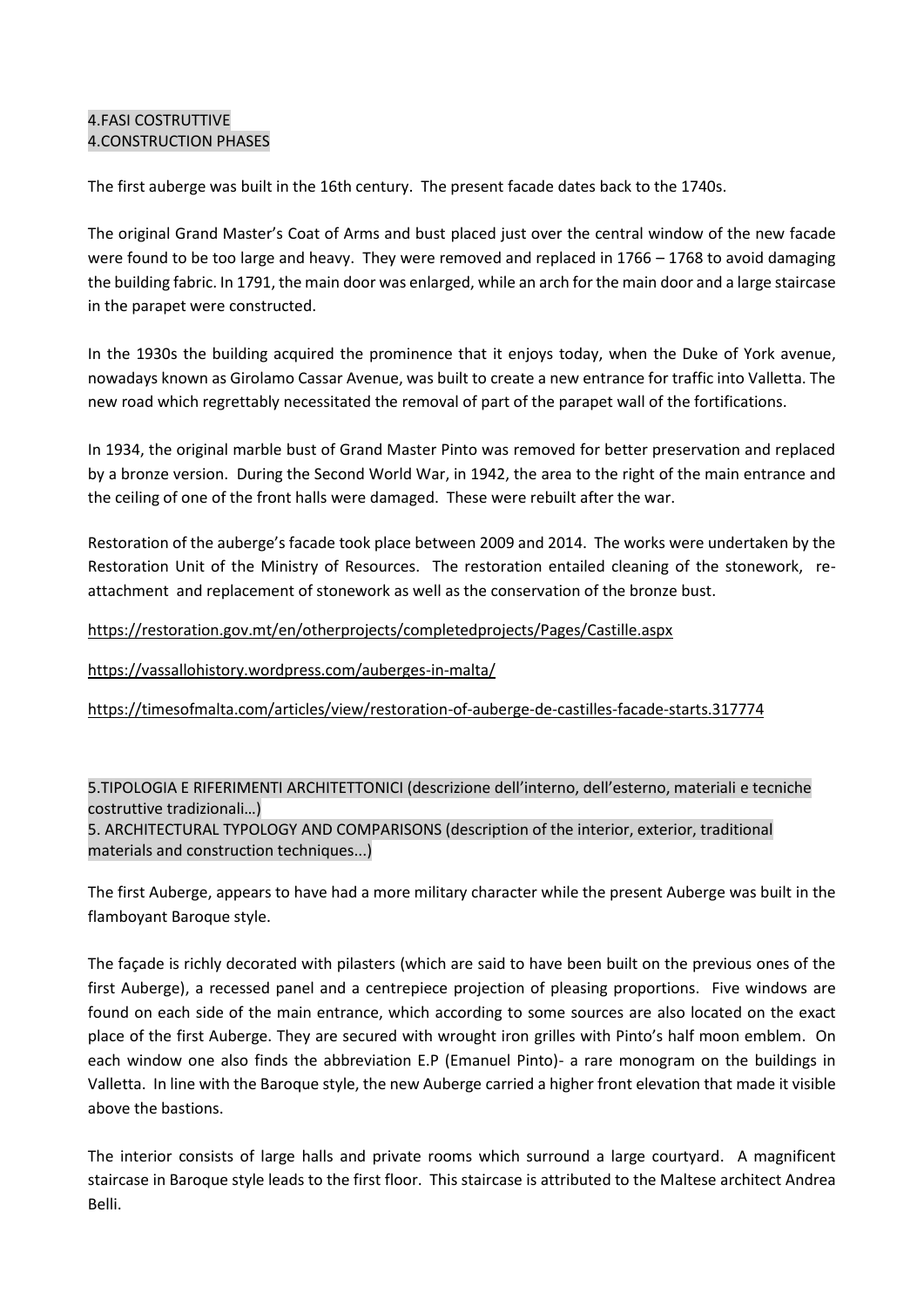## 4.FASI COSTRUTTIVE
## 4.CONSTRUCTION PHASES

The first auberge was built in the 16th century. The present facade dates back to the 1740s.

The original Grand Master's Coat of Arms and bust placed just over the central window of the new facade were found to be too large and heavy. They were removed and replaced in 1766 – 1768 to avoid damaging the building fabric. In 1791, the main door was enlarged, while an arch for the main door and a large staircase in the parapet were constructed.

In the 1930s the building acquired the prominence that it enjoys today, when the Duke of York avenue, nowadays known as Girolamo Cassar Avenue, was built to create a new entrance for traffic into Valletta. The new road which regrettably necessitated the removal of part of the parapet wall of the fortifications.

In 1934, the original marble bust of Grand Master Pinto was removed for better preservation and replaced by a bronze version. During the Second World War, in 1942, the area to the right of the main entrance and the ceiling of one of the front halls were damaged. These were rebuilt after the war.

Restoration of the auberge's facade took place between 2009 and 2014. The works were undertaken by the Restoration Unit of the Ministry of Resources. The restoration entailed cleaning of the stonework, re-attachment and replacement of stonework as well as the conservation of the bronze bust.

https://restoration.gov.mt/en/otherprojects/completedprojects/Pages/Castille.aspx

https://vassallohistory.wordpress.com/auberges-in-malta/

https://timesofmalta.com/articles/view/restoration-of-auberge-de-castilles-facade-starts.317774

## 5.TIPOLOGIA E RIFERIMENTI ARCHITETTONICI (descrizione dell'interno, dell'esterno, materiali e tecniche costruttive tradizionali…)
## 5. ARCHITECTURAL TYPOLOGY AND COMPARISONS (description of the interior, exterior, traditional materials and construction techniques...)

The first Auberge, appears to have had a more military character while the present Auberge was built in the flamboyant Baroque style.

The façade is richly decorated with pilasters (which are said to have been built on the previous ones of the first Auberge), a recessed panel and a centrepiece projection of pleasing proportions. Five windows are found on each side of the main entrance, which according to some sources are also located on the exact place of the first Auberge. They are secured with wrought iron grilles with Pinto's half moon emblem. On each window one also finds the abbreviation E.P (Emanuel Pinto)- a rare monogram on the buildings in Valletta. In line with the Baroque style, the new Auberge carried a higher front elevation that made it visible above the bastions.

The interior consists of large halls and private rooms which surround a large courtyard. A magnificent staircase in Baroque style leads to the first floor. This staircase is attributed to the Maltese architect Andrea Belli.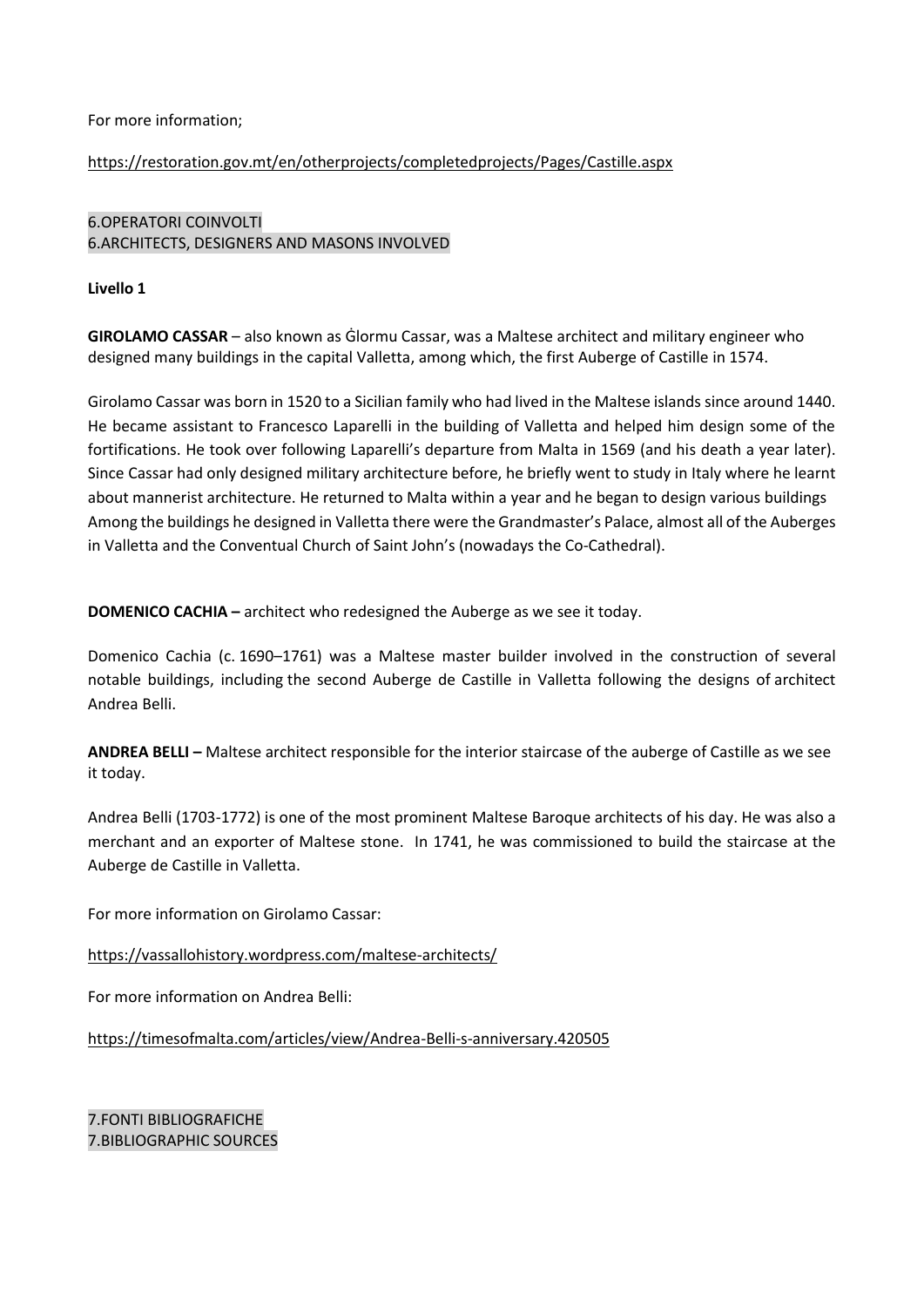For more information;

https://restoration.gov.mt/en/otherprojects/completedprojects/Pages/Castille.aspx

## 6.OPERATORI COINVOLTI
## 6.ARCHITECTS, DESIGNERS AND MASONS INVOLVED

**Livello 1**

**GIROLAMO CASSAR** – also known as Ġlormu Cassar, was a Maltese architect and military engineer who designed many buildings in the capital Valletta, among which, the first Auberge of Castille in 1574.

Girolamo Cassar was born in 1520 to a Sicilian family who had lived in the Maltese islands since around 1440. He became assistant to Francesco Laparelli in the building of Valletta and helped him design some of the fortifications. He took over following Laparelli's departure from Malta in 1569 (and his death a year later). Since Cassar had only designed military architecture before, he briefly went to study in Italy where he learnt about mannerist architecture. He returned to Malta within a year and he began to design various buildings Among the buildings he designed in Valletta there were the Grandmaster's Palace, almost all of the Auberges in Valletta and the Conventual Church of Saint John's (nowadays the Co-Cathedral).

**DOMENICO CACHIA –** architect who redesigned the Auberge as we see it today.

Domenico Cachia (c. 1690–1761) was a Maltese master builder involved in the construction of several notable buildings, including the second Auberge de Castille in Valletta following the designs of architect Andrea Belli.

**ANDREA BELLI –** Maltese architect responsible for the interior staircase of the auberge of Castille as we see it today.

Andrea Belli (1703-1772) is one of the most prominent Maltese Baroque architects of his day. He was also a merchant and an exporter of Maltese stone. In 1741, he was commissioned to build the staircase at the Auberge de Castille in Valletta.

For more information on Girolamo Cassar:

https://vassallohistory.wordpress.com/maltese-architects/

For more information on Andrea Belli:

https://timesofmalta.com/articles/view/Andrea-Belli-s-anniversary.420505

## 7.FONTI BIBLIOGRAFICHE
## 7.BIBLIOGRAPHIC SOURCES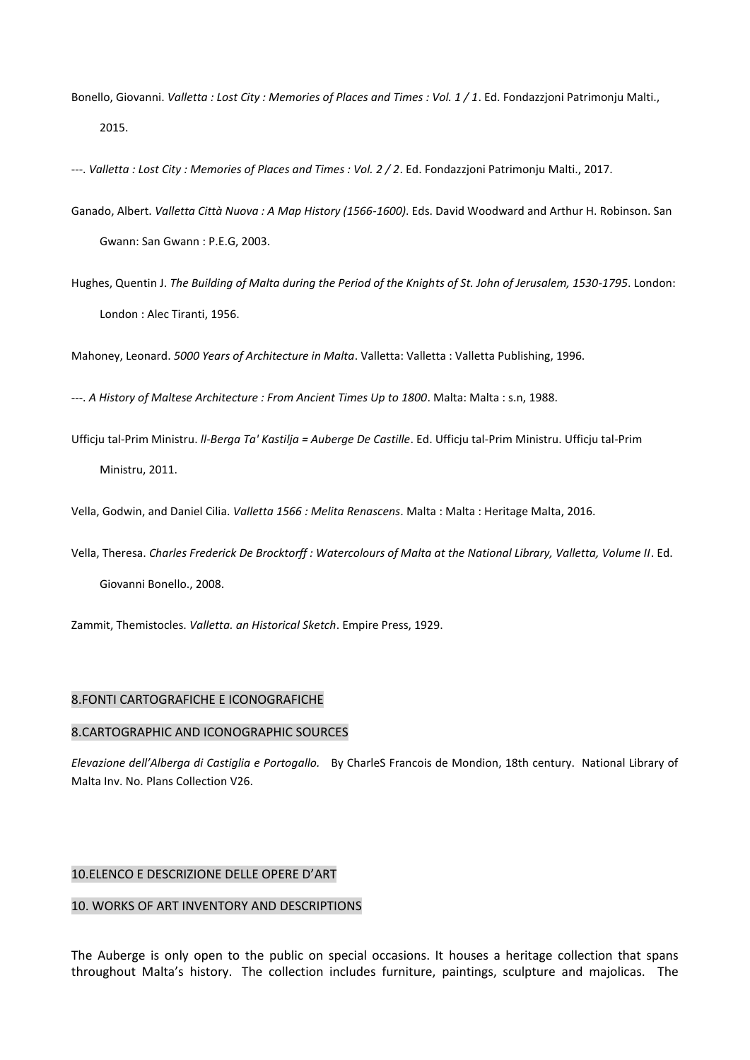Bonello, Giovanni. *Valletta : Lost City : Memories of Places and Times : Vol. 1 / 1*. Ed. Fondazzjoni Patrimonju Malti., 2015.

---. *Valletta : Lost City : Memories of Places and Times : Vol. 2 / 2*. Ed. Fondazzjoni Patrimonju Malti., 2017.

Ganado, Albert. *Valletta Città Nuova : A Map History (1566-1600)*. Eds. David Woodward and Arthur H. Robinson. San Gwann: San Gwann : P.E.G, 2003.

Hughes, Quentin J. *The Building of Malta during the Period of the Knights of St. John of Jerusalem, 1530-1795*. London: London : Alec Tiranti, 1956.

Mahoney, Leonard. *5000 Years of Architecture in Malta*. Valletta: Valletta : Valletta Publishing, 1996.

---. *A History of Maltese Architecture : From Ancient Times Up to 1800*. Malta: Malta : s.n, 1988.

Ufficju tal-Prim Ministru. *Il-Berga Ta' Kastilja = Auberge De Castille*. Ed. Ufficju tal-Prim Ministru. Ufficju tal-Prim Ministru, 2011.

Vella, Godwin, and Daniel Cilia. *Valletta 1566 : Melita Renascens*. Malta : Malta : Heritage Malta, 2016.

Vella, Theresa. *Charles Frederick De Brocktorff : Watercolours of Malta at the National Library, Valletta, Volume II*. Ed. Giovanni Bonello., 2008.

Zammit, Themistocles. *Valletta. an Historical Sketch*. Empire Press, 1929.

## 8.FONTI CARTOGRAFICHE E ICONOGRAFICHE

## 8.CARTOGRAPHIC AND ICONOGRAPHIC SOURCES

*Elevazione dell'Alberga di Castiglia e Portogallo.* By CharleS Francois de Mondion, 18th century. National Library of Malta Inv. No. Plans Collection V26.

## 10.ELENCO E DESCRIZIONE DELLE OPERE D'ART

## 10. WORKS OF ART INVENTORY AND DESCRIPTIONS

The Auberge is only open to the public on special occasions. It houses a heritage collection that spans throughout Malta's history. The collection includes furniture, paintings, sculpture and majolicas. The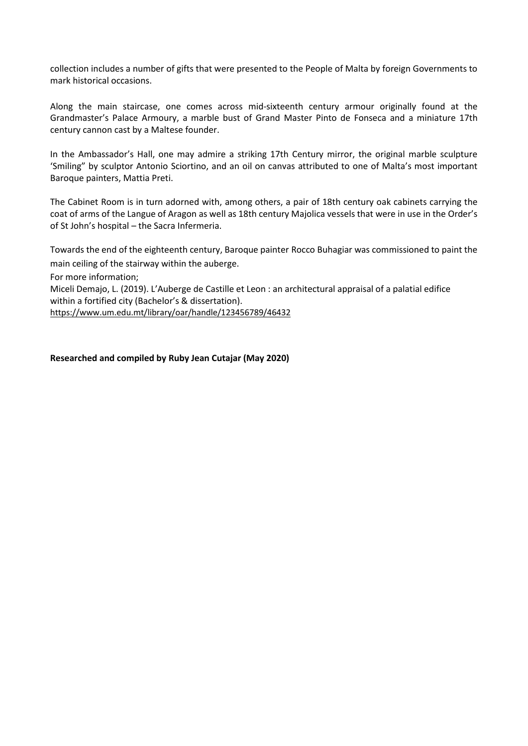collection includes a number of gifts that were presented to the People of Malta by foreign Governments to mark historical occasions.

Along the main staircase, one comes across mid-sixteenth century armour originally found at the Grandmaster's Palace Armoury, a marble bust of Grand Master Pinto de Fonseca and a miniature 17th century cannon cast by a Maltese founder.

In the Ambassador's Hall, one may admire a striking 17th Century mirror, the original marble sculpture 'Smiling" by sculptor Antonio Sciortino, and an oil on canvas attributed to one of Malta's most important Baroque painters, Mattia Preti.

The Cabinet Room is in turn adorned with, among others, a pair of 18th century oak cabinets carrying the coat of arms of the Langue of Aragon as well as 18th century Majolica vessels that were in use in the Order's of St John's hospital – the Sacra Infermeria.

Towards the end of the eighteenth century, Baroque painter Rocco Buhagiar was commissioned to paint the main ceiling of the stairway within the auberge.

For more information;

Miceli Demajo, L. (2019). L'Auberge de Castille et Leon : an architectural appraisal of a palatial edifice within a fortified city (Bachelor's & dissertation).
https://www.um.edu.mt/library/oar/handle/123456789/46432

**Researched and compiled by Ruby Jean Cutajar (May 2020)**